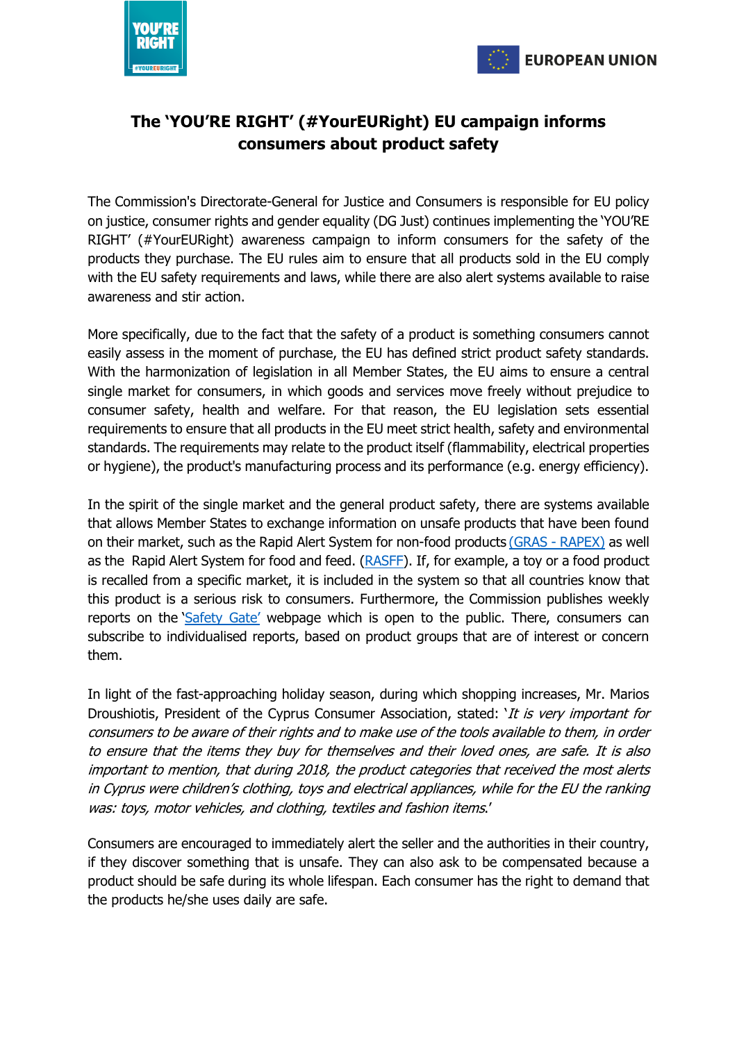# The 'YOU'RE RIGHT' (#YourEURight) EU campaign informs consumers about product safety

The Commission's Directorate-General for Justice and Consumers is responsible for EU policy on justice, consumer rights and gender equality (DG Just) continues implementing the 'YOU'RE RIGHT' (#YourEURight) awareness campaign to inform consumers for the safety of the products they purchase. The EU rules aim to ensure that all products sold in the EU comply with the EU safety requirements and laws, while there are also alert systems available to raise awareness and stir action.

More specifically, due to the fact that the safety of a product is something consumers cannot easily assess in the moment of purchase, the EU has defined strict product safety standards. With the harmonization of legislation in all Member States, the EU aims to ensure a central single market for consumers, in which goods and services move freely without prejudice to consumer safety, health and welfare. For that reason, the EU legislation sets essential requirements to ensure that all products in the EU meet strict health, safety and environmental standards. The requirements may relate to the product itself (flammability, electrical properties or hygiene), the product's manufacturing process and its performance (e.g. energy efficiency).

In the spirit of the single market and the general product safety, there are systems available that allows Member States to exchange information on unsafe products that have been found on their market, such as the Rapid Alert System for non-food products (GRAS - RAPEX) as well as the Rapid Alert System for food and feed. (RASFF). If, for example, a toy or a food product is recalled from a specific market, it is included in the system so that all countries know that this product is a serious risk to consumers. Furthermore, the Commission publishes weekly reports on the 'Safety Gate' webpage which is open to the public. There, consumers can subscribe to individualised reports, based on product groups that are of interest or concern them.

In light of the fast-approaching holiday season, during which shopping increases, Mr. Marios Droushiotis, President of the Cyprus Consumer Association, stated: '*It is very important for consumers to be aware of their rights and to make use of the tools available to them, in order to ensure that the items they buy for themselves and their loved ones, are safe. It is also important to mention, that during 2018, the product categories that received the most alerts in Cyprus were children's clothing, toys and electrical appliances, while for the EU the ranking was: toys, motor vehicles, and clothing, textiles and fashion items*.'

Consumers are encouraged to immediately alert the seller and the authorities in their country, if they discover something that is unsafe. They can also ask to be compensated because a product should be safe during its whole lifespan. Each consumer has the right to demand that the products he/she uses daily are safe.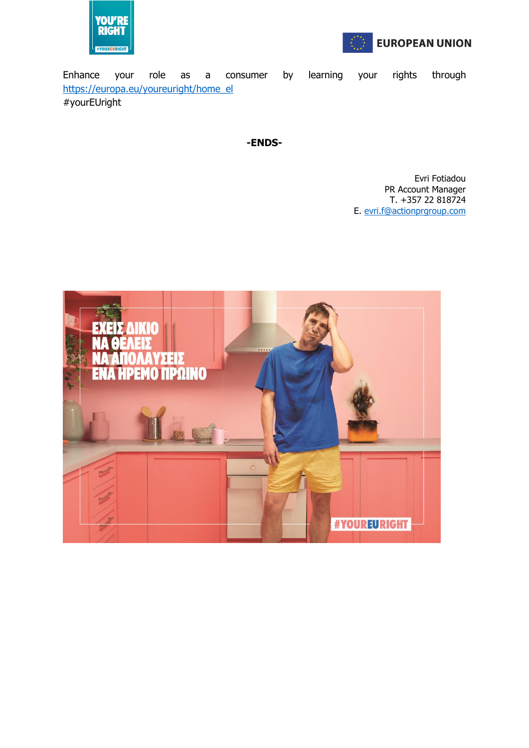Enhance your role as a consumer by learning your rights through https://europa.eu/youreuright/home_el
#yourEUright

**-ENDS-**

Evri Fotiadou
PR Account Manager
T. +357 22 818724
E. evri.f@actionprgroup.com